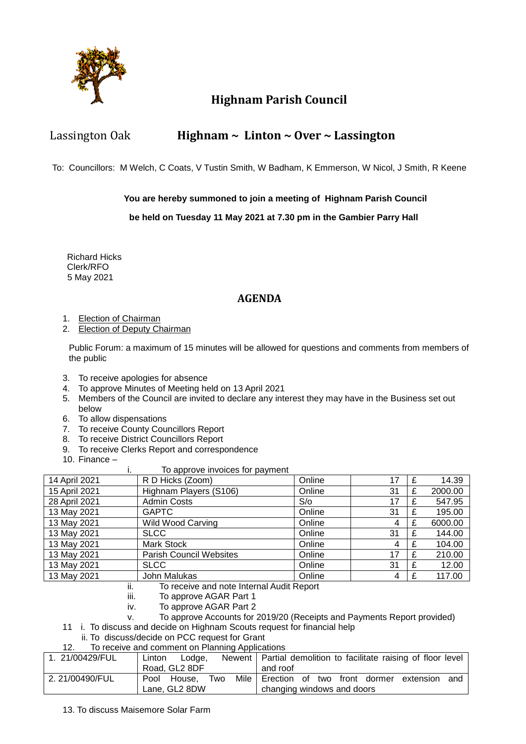# Highnam Parish Council

Lassington Oak

## Highnam ~ Linton ~ Over ~ Lassington

To: Councillors: M Welch, C Coats, V Tustin Smith, W Badham, K Emmerson, W Nicol, J Smith, R Keene

**You are hereby summoned to join a meeting of Highnam Parish Council**

**be held on Tuesday 11 May 2021 at 7.30 pm in the Gambier Parry Hall**

Richard Hicks
Clerk/RFO
5 May 2021

## AGENDA

1. Election of Chairman
2. Election of Deputy Chairman

Public Forum: a maximum of 15 minutes will be allowed for questions and comments from members of the public

3. To receive apologies for absence
4. To approve Minutes of Meeting held on 13 April 2021
5. Members of the Council are invited to declare any interest they may have in the Business set out below
6. To allow dispensations
7. To receive County Councillors Report
8. To receive District Councillors Report
9. To receive Clerks Report and correspondence
10. Finance –
    i. To approve invoices for payment

| | | | | | |
|---|---|---|---|---|---|
| 14 April 2021 | R D Hicks (Zoom) | Online | 17 | £ | 14.39 |
| 15 April 2021 | Highnam Players (S106) | Online | 31 | £ | 2000.00 |
| 28 April 2021 | Admin Costs | S/o | 17 | £ | 547.95 |
| 13 May 2021 | GAPTC | Online | 31 | £ | 195.00 |
| 13 May 2021 | Wild Wood Carving | Online | 4 | £ | 6000.00 |
| 13 May 2021 | SLCC | Online | 31 | £ | 144.00 |
| 13 May 2021 | Mark Stock | Online | 4 | £ | 104.00 |
| 13 May 2021 | Parish Council Websites | Online | 17 | £ | 210.00 |
| 13 May 2021 | SLCC | Online | 31 | £ | 12.00 |
| 13 May 2021 | John Malukas | Online | 4 | £ | 117.00 |

    ii. To receive and note Internal Audit Report
    iii. To approve AGAR Part 1
    iv. To approve AGAR Part 2
    v. To approve Accounts for 2019/20 (Receipts and Payments Report provided)

11 i. To discuss and decide on Highnam Scouts request for financial help
   ii. To discuss/decide on PCC request for Grant

12. To receive and comment on Planning Applications

| | | |
|---|---|---|
| 1. 21/00429/FUL | Linton Lodge, Newent Road, GL2 8DF | Partial demolition to facilitate raising of floor level and roof |
| 2. 21/00490/FUL | Pool House, Two Mile Lane, GL2 8DW | Erection of two front dormer extension and changing windows and doors |

13. To discuss Maisemore Solar Farm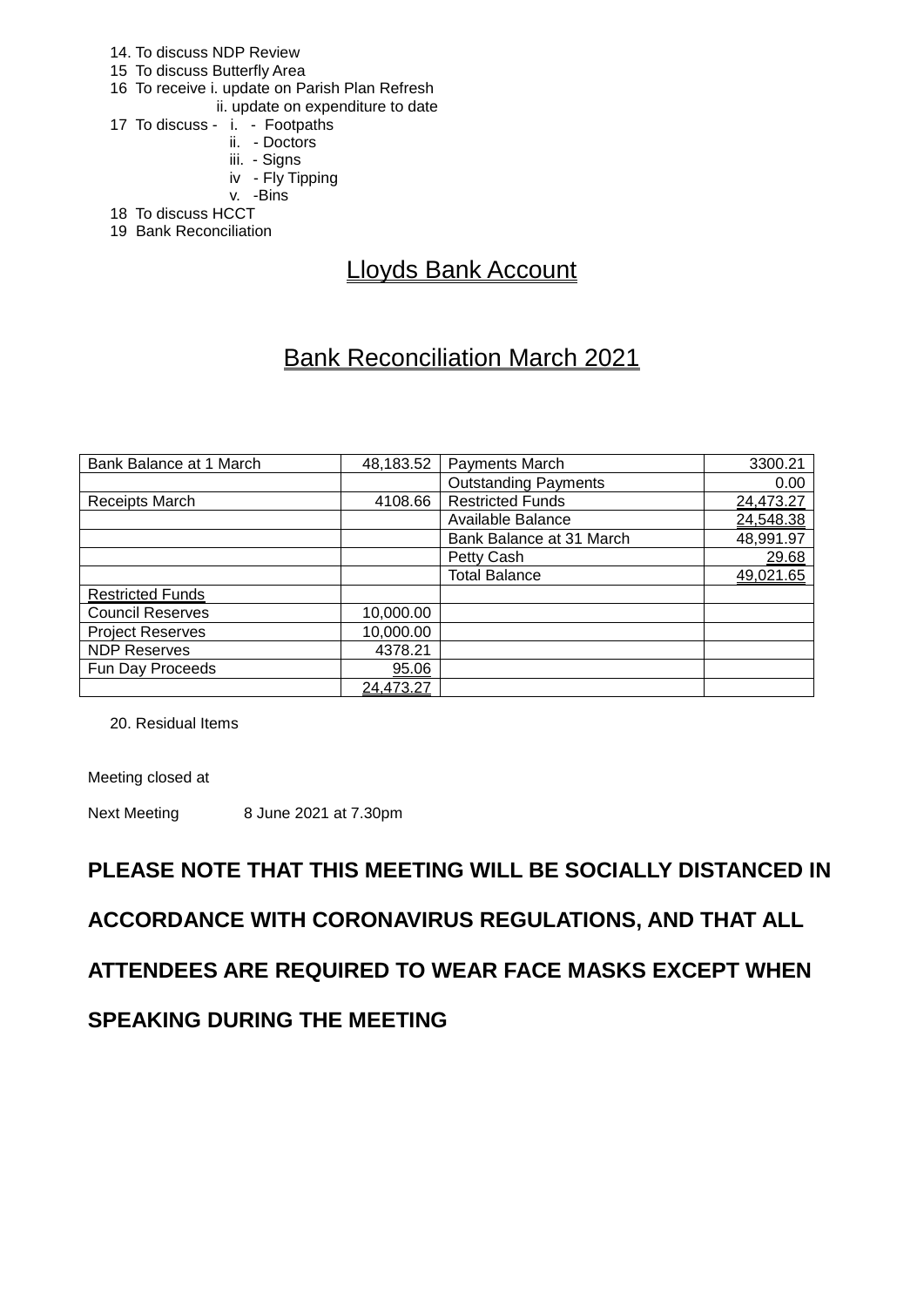14. To discuss NDP Review
15 To discuss Butterfly Area
16 To receive i. update on Parish Plan Refresh
    ii. update on expenditure to date
17 To discuss - i. - Footpaths
    ii. - Doctors
    iii. - Signs
    iv - Fly Tipping
    v. -Bins
18 To discuss HCCT
19 Bank Reconciliation

## Lloyds Bank Account

## Bank Reconciliation March 2021

| | | | |
|---|---|---|---|
| Bank Balance at 1 March | 48,183.52 | Payments March | 3300.21 |
| | | Outstanding Payments | 0.00 |
| Receipts March | 4108.66 | Restricted Funds | 24,473.27 |
| | | Available Balance | 24,548.38 |
| | | Bank Balance at 31 March | 48,991.97 |
| | | Petty Cash | 29.68 |
| | | Total Balance | 49,021.65 |
| Restricted Funds | | | |
| Council Reserves | 10,000.00 | | |
| Project Reserves | 10,000.00 | | |
| NDP Reserves | 4378.21 | | |
| Fun Day Proceeds | 95.06 | | |
| | 24,473.27 | | |

20. Residual Items

Meeting closed at

Next Meeting 8 June 2021 at 7.30pm

**PLEASE NOTE THAT THIS MEETING WILL BE SOCIALLY DISTANCED IN ACCORDANCE WITH CORONAVIRUS REGULATIONS, AND THAT ALL ATTENDEES ARE REQUIRED TO WEAR FACE MASKS EXCEPT WHEN SPEAKING DURING THE MEETING**